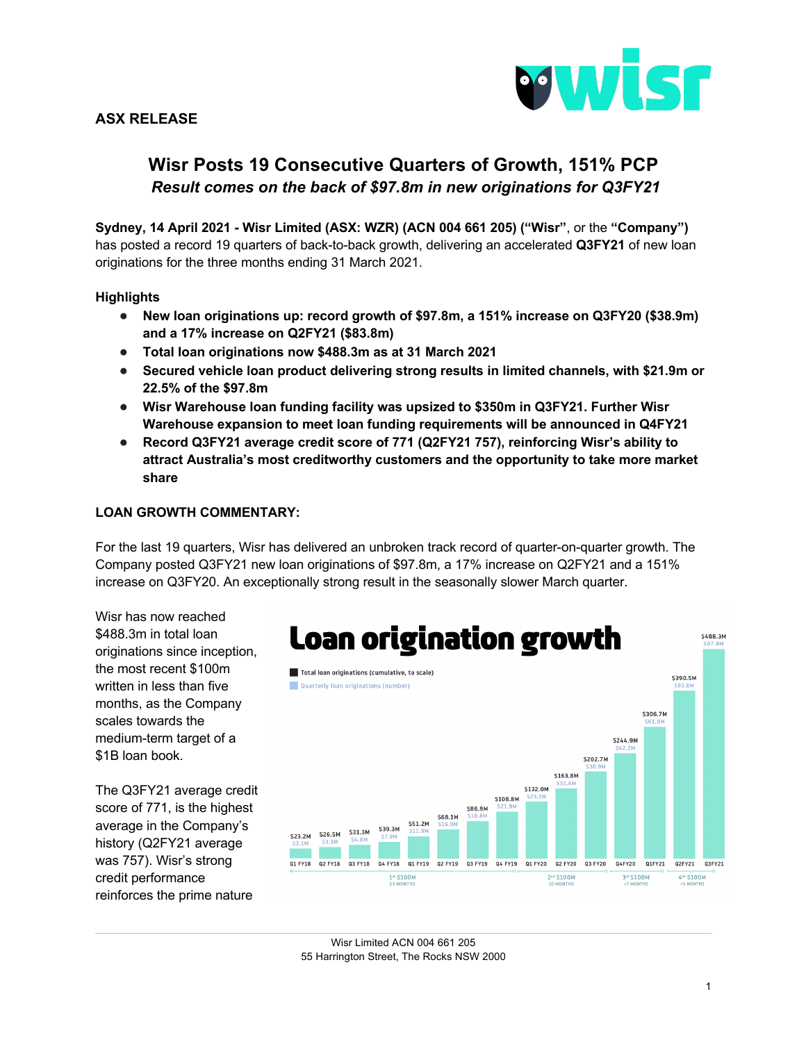**ASX RELEASE**

# Wisr Posts 19 Consecutive Quarters of Growth, 151% PCP

### *Result comes on the back of $97.8m in new originations for Q3FY21*

**Sydney, 14 April 2021 - Wisr Limited (ASX: WZR) (ACN 004 661 205) ("Wisr"**, or the **"Company")** has posted a record 19 quarters of back-to-back growth, delivering an accelerated **Q3FY21** of new loan originations for the three months ending 31 March 2021.

**Highlights**

- **New loan originations up: record growth of $97.8m, a 151% increase on Q3FY20 ($38.9m) and a 17% increase on Q2FY21 ($83.8m)**
- **Total loan originations now $488.3m as at 31 March 2021**
- **Secured vehicle loan product delivering strong results in limited channels, with $21.9m or 22.5% of the $97.8m**
- **Wisr Warehouse loan funding facility was upsized to $350m in Q3FY21. Further Wisr Warehouse expansion to meet loan funding requirements will be announced in Q4FY21**
- **Record Q3FY21 average credit score of 771 (Q2FY21 757), reinforcing Wisr's ability to attract Australia's most creditworthy customers and the opportunity to take more market share**

**LOAN GROWTH COMMENTARY:**

For the last 19 quarters, Wisr has delivered an unbroken track record of quarter-on-quarter growth. The Company posted Q3FY21 new loan originations of $97.8m, a 17% increase on Q2FY21 and a 151% increase on Q3FY20. An exceptionally strong result in the seasonally slower March quarter.

Wisr has now reached $488.3m in total loan originations since inception, the most recent $100m written in less than five months, as the Company scales towards the medium-term target of a $1B loan book.

**Loan origination growth**

Total loan originations (cumulative, to scale) / Quarterly loan originations (number)

| Quarter | Total loan originations (cumulative) | Quarterly loan originations |
|---|---|---|
| Q1 FY18 | $23.2M | $2.1M |
| Q2 FY18 | $26.5M | $3.3M |
| Q3 FY18 | $31.3M | $4.8M |
| Q4 FY18 | $39.3M | $7.9M |
| Q1 FY19 | $51.2M | $11.9M |
| Q2 FY19 | $68.1M | $16.9M |
| Q3 FY19 | $86.9M | $18.8M |
| Q4 FY19 | $108.8M | $21.9M |
| Q1 FY20 | $132.0M | $23.2M |
| Q2 FY20 | $163.8M | $31.6M |
| Q3 FY20 | $202.7M | $38.9M |
| Q4FY20 | $244.9M | $42.2M |
| Q1FY21 | $306.7M | $61.9M |
| Q2FY21 | $390.5M | $83.8M |
| Q3FY21 | $488.3M | $97.8M |

1st $100M: 53 months; 2nd $100M: 10 months; 3rd $100M: <7 months; 4th $100M: <5 months

The Q3FY21 average credit score of 771, is the highest average in the Company's history (Q2FY21 average was 757). Wisr's strong credit performance reinforces the prime nature

Wisr Limited ACN 004 661 205
55 Harrington Street, The Rocks NSW 2000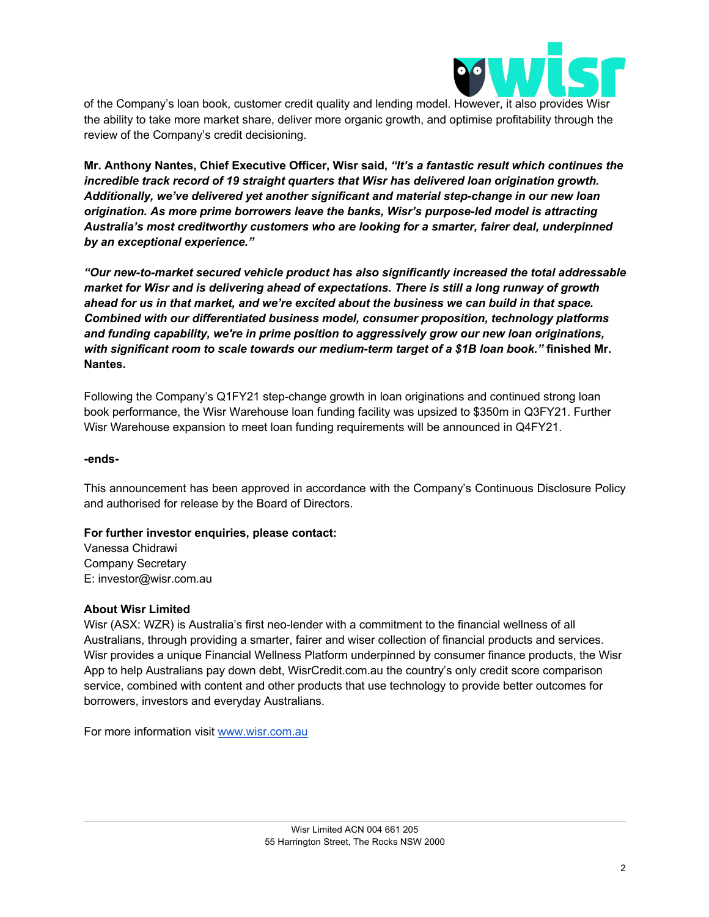of the Company's loan book, customer credit quality and lending model. However, it also provides Wisr the ability to take more market share, deliver more organic growth, and optimise profitability through the review of the Company's credit decisioning.

**Mr. Anthony Nantes, Chief Executive Officer, Wisr said, *"It's a fantastic result which continues the incredible track record of 19 straight quarters that Wisr has delivered loan origination growth. Additionally, we've delivered yet another significant and material step-change in our new loan origination. As more prime borrowers leave the banks, Wisr's purpose-led model is attracting Australia's most creditworthy customers who are looking for a smarter, fairer deal, underpinned by an exceptional experience."***

***"Our new-to-market secured vehicle product has also significantly increased the total addressable market for Wisr and is delivering ahead of expectations. There is still a long runway of growth ahead for us in that market, and we're excited about the business we can build in that space. Combined with our differentiated business model, consumer proposition, technology platforms and funding capability, we're in prime position to aggressively grow our new loan originations, with significant room to scale towards our medium-term target of a $1B loan book."* finished Mr. Nantes.**

Following the Company's Q1FY21 step-change growth in loan originations and continued strong loan book performance, the Wisr Warehouse loan funding facility was upsized to $350m in Q3FY21. Further Wisr Warehouse expansion to meet loan funding requirements will be announced in Q4FY21.

**-ends-**

This announcement has been approved in accordance with the Company's Continuous Disclosure Policy and authorised for release by the Board of Directors.

**For further investor enquiries, please contact:**
Vanessa Chidrawi
Company Secretary
E: investor@wisr.com.au

**About Wisr Limited**
Wisr (ASX: WZR) is Australia's first neo-lender with a commitment to the financial wellness of all Australians, through providing a smarter, fairer and wiser collection of financial products and services. Wisr provides a unique Financial Wellness Platform underpinned by consumer finance products, the Wisr App to help Australians pay down debt, WisrCredit.com.au the country's only credit score comparison service, combined with content and other products that use technology to provide better outcomes for borrowers, investors and everyday Australians.

For more information visit [www.wisr.com.au](http://www.wisr.com.au)

Wisr Limited ACN 004 661 205
55 Harrington Street, The Rocks NSW 2000